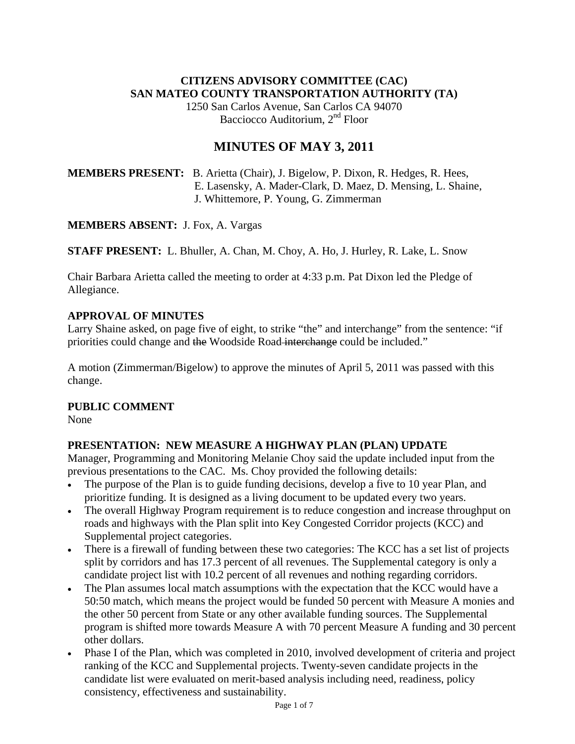**CITIZENS ADVISORY COMMITTEE (CAC)**
**SAN MATEO COUNTY TRANSPORTATION AUTHORITY (TA)**
1250 San Carlos Avenue, San Carlos CA 94070
Bacciocco Auditorium, 2nd Floor

# MINUTES OF MAY 3, 2011

**MEMBERS PRESENT:** B. Arietta (Chair), J. Bigelow, P. Dixon, R. Hedges, R. Hees, E. Lasensky, A. Mader-Clark, D. Maez, D. Mensing, L. Shaine, J. Whittemore, P. Young, G. Zimmerman

**MEMBERS ABSENT:** J. Fox, A. Vargas

**STAFF PRESENT:** L. Bhuller, A. Chan, M. Choy, A. Ho, J. Hurley, R. Lake, L. Snow

Chair Barbara Arietta called the meeting to order at 4:33 p.m. Pat Dixon led the Pledge of Allegiance.

**APPROVAL OF MINUTES**

Larry Shaine asked, on page five of eight, to strike "the" and interchange" from the sentence: "if priorities could change and ~~the~~ Woodside Road ~~interchange~~ could be included."

A motion (Zimmerman/Bigelow) to approve the minutes of April 5, 2011 was passed with this change.

**PUBLIC COMMENT**

None

**PRESENTATION: NEW MEASURE A HIGHWAY PLAN (PLAN) UPDATE**

Manager, Programming and Monitoring Melanie Choy said the update included input from the previous presentations to the CAC. Ms. Choy provided the following details:

- The purpose of the Plan is to guide funding decisions, develop a five to 10 year Plan, and prioritize funding. It is designed as a living document to be updated every two years.
- The overall Highway Program requirement is to reduce congestion and increase throughput on roads and highways with the Plan split into Key Congested Corridor projects (KCC) and Supplemental project categories.
- There is a firewall of funding between these two categories: The KCC has a set list of projects split by corridors and has 17.3 percent of all revenues. The Supplemental category is only a candidate project list with 10.2 percent of all revenues and nothing regarding corridors.
- The Plan assumes local match assumptions with the expectation that the KCC would have a 50:50 match, which means the project would be funded 50 percent with Measure A monies and the other 50 percent from State or any other available funding sources. The Supplemental program is shifted more towards Measure A with 70 percent Measure A funding and 30 percent other dollars.
- Phase I of the Plan, which was completed in 2010, involved development of criteria and project ranking of the KCC and Supplemental projects. Twenty-seven candidate projects in the candidate list were evaluated on merit-based analysis including need, readiness, policy consistency, effectiveness and sustainability.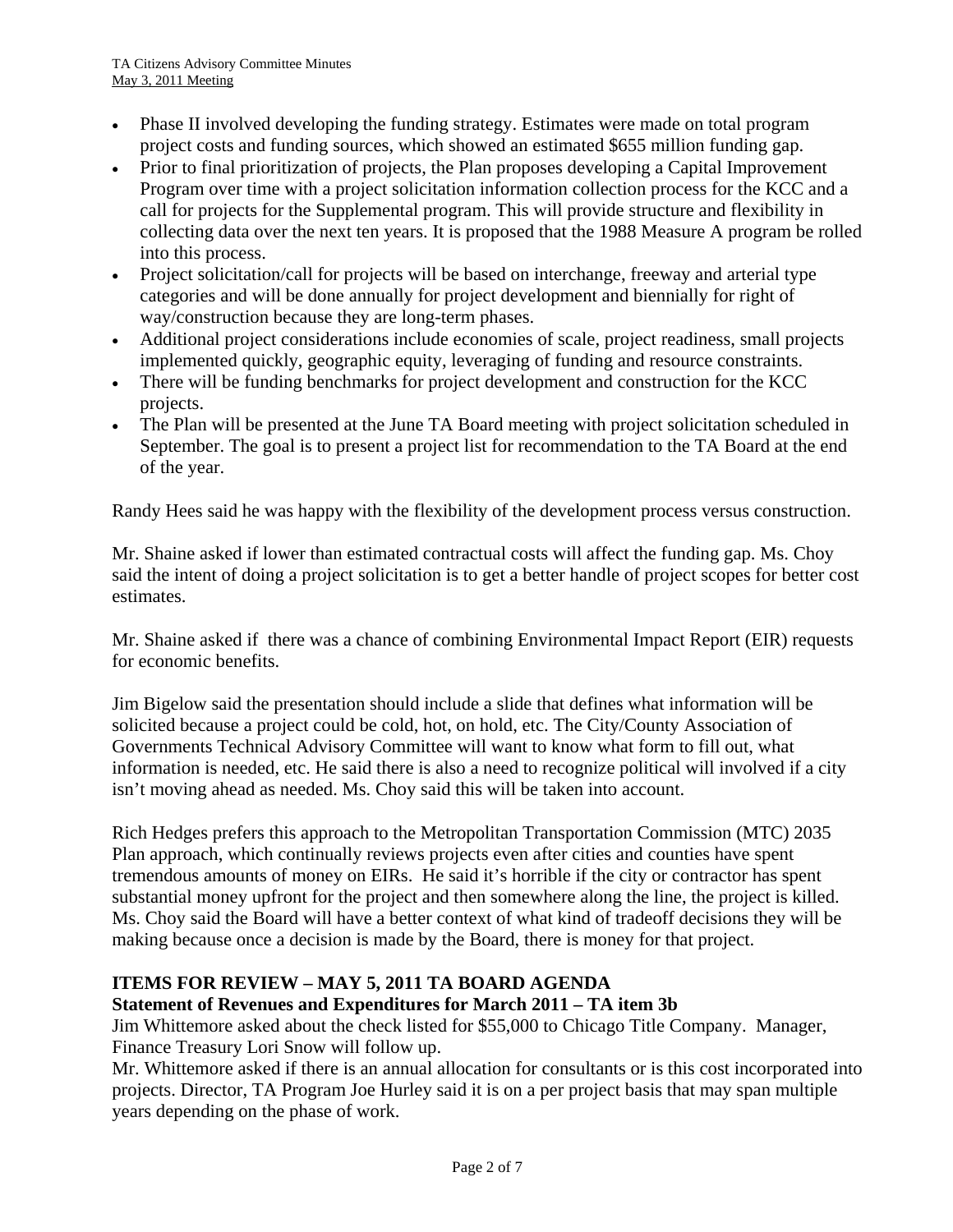- Phase II involved developing the funding strategy. Estimates were made on total program project costs and funding sources, which showed an estimated $655 million funding gap.
- Prior to final prioritization of projects, the Plan proposes developing a Capital Improvement Program over time with a project solicitation information collection process for the KCC and a call for projects for the Supplemental program. This will provide structure and flexibility in collecting data over the next ten years. It is proposed that the 1988 Measure A program be rolled into this process.
- Project solicitation/call for projects will be based on interchange, freeway and arterial type categories and will be done annually for project development and biennially for right of way/construction because they are long-term phases.
- Additional project considerations include economies of scale, project readiness, small projects implemented quickly, geographic equity, leveraging of funding and resource constraints.
- There will be funding benchmarks for project development and construction for the KCC projects.
- The Plan will be presented at the June TA Board meeting with project solicitation scheduled in September. The goal is to present a project list for recommendation to the TA Board at the end of the year.

Randy Hees said he was happy with the flexibility of the development process versus construction.

Mr. Shaine asked if lower than estimated contractual costs will affect the funding gap. Ms. Choy said the intent of doing a project solicitation is to get a better handle of project scopes for better cost estimates.

Mr. Shaine asked if there was a chance of combining Environmental Impact Report (EIR) requests for economic benefits.

Jim Bigelow said the presentation should include a slide that defines what information will be solicited because a project could be cold, hot, on hold, etc. The City/County Association of Governments Technical Advisory Committee will want to know what form to fill out, what information is needed, etc. He said there is also a need to recognize political will involved if a city isn't moving ahead as needed. Ms. Choy said this will be taken into account.

Rich Hedges prefers this approach to the Metropolitan Transportation Commission (MTC) 2035 Plan approach, which continually reviews projects even after cities and counties have spent tremendous amounts of money on EIRs. He said it's horrible if the city or contractor has spent substantial money upfront for the project and then somewhere along the line, the project is killed. Ms. Choy said the Board will have a better context of what kind of tradeoff decisions they will be making because once a decision is made by the Board, there is money for that project.

**ITEMS FOR REVIEW – MAY 5, 2011 TA BOARD AGENDA**

**Statement of Revenues and Expenditures for March 2011 – TA item 3b**

Jim Whittemore asked about the check listed for $55,000 to Chicago Title Company. Manager, Finance Treasury Lori Snow will follow up.

Mr. Whittemore asked if there is an annual allocation for consultants or is this cost incorporated into projects. Director, TA Program Joe Hurley said it is on a per project basis that may span multiple years depending on the phase of work.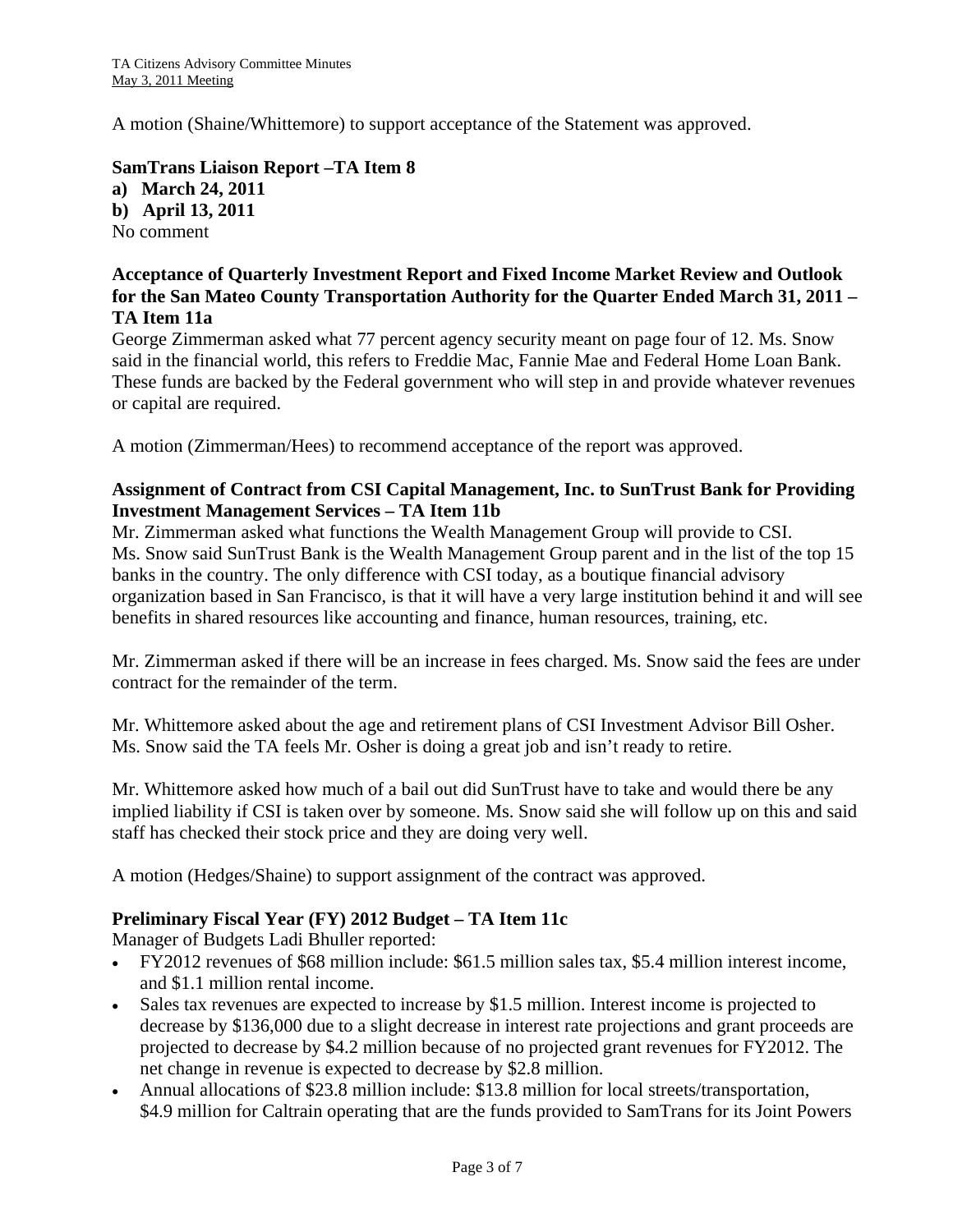A motion (Shaine/Whittemore) to support acceptance of the Statement was approved.

**SamTrans Liaison Report –TA Item 8**

**a) March 24, 2011**

**b) April 13, 2011**

No comment

**Acceptance of Quarterly Investment Report and Fixed Income Market Review and Outlook for the San Mateo County Transportation Authority for the Quarter Ended March 31, 2011 – TA Item 11a**

George Zimmerman asked what 77 percent agency security meant on page four of 12. Ms. Snow said in the financial world, this refers to Freddie Mac, Fannie Mae and Federal Home Loan Bank. These funds are backed by the Federal government who will step in and provide whatever revenues or capital are required.

A motion (Zimmerman/Hees) to recommend acceptance of the report was approved.

**Assignment of Contract from CSI Capital Management, Inc. to SunTrust Bank for Providing Investment Management Services – TA Item 11b**

Mr. Zimmerman asked what functions the Wealth Management Group will provide to CSI. Ms. Snow said SunTrust Bank is the Wealth Management Group parent and in the list of the top 15 banks in the country. The only difference with CSI today, as a boutique financial advisory organization based in San Francisco, is that it will have a very large institution behind it and will see benefits in shared resources like accounting and finance, human resources, training, etc.

Mr. Zimmerman asked if there will be an increase in fees charged. Ms. Snow said the fees are under contract for the remainder of the term.

Mr. Whittemore asked about the age and retirement plans of CSI Investment Advisor Bill Osher. Ms. Snow said the TA feels Mr. Osher is doing a great job and isn't ready to retire.

Mr. Whittemore asked how much of a bail out did SunTrust have to take and would there be any implied liability if CSI is taken over by someone. Ms. Snow said she will follow up on this and said staff has checked their stock price and they are doing very well.

A motion (Hedges/Shaine) to support assignment of the contract was approved.

**Preliminary Fiscal Year (FY) 2012 Budget – TA Item 11c**

Manager of Budgets Ladi Bhuller reported:

- FY2012 revenues of $68 million include: $61.5 million sales tax, $5.4 million interest income, and $1.1 million rental income.
- Sales tax revenues are expected to increase by $1.5 million. Interest income is projected to decrease by $136,000 due to a slight decrease in interest rate projections and grant proceeds are projected to decrease by $4.2 million because of no projected grant revenues for FY2012. The net change in revenue is expected to decrease by $2.8 million.
- Annual allocations of $23.8 million include: $13.8 million for local streets/transportation, $4.9 million for Caltrain operating that are the funds provided to SamTrans for its Joint Powers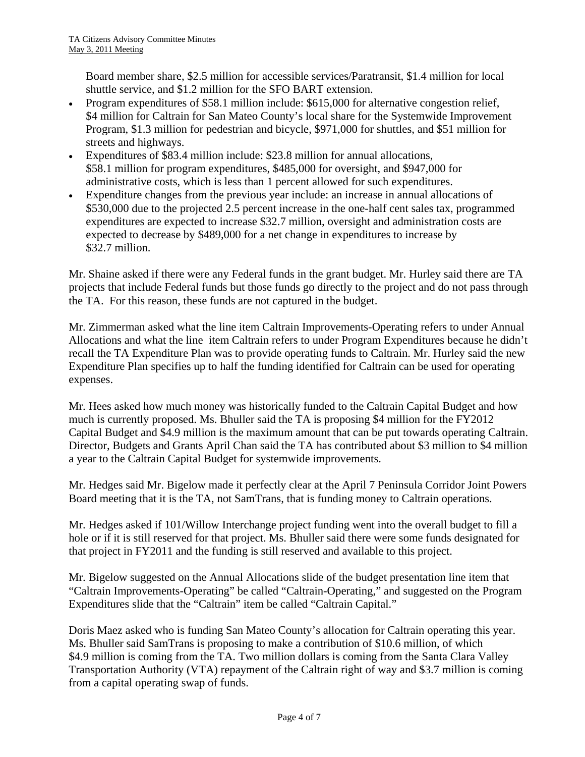Board member share, \$2.5 million for accessible services/Paratransit, \$1.4 million for local shuttle service, and \$1.2 million for the SFO BART extension.

- Program expenditures of \$58.1 million include: \$615,000 for alternative congestion relief, \$4 million for Caltrain for San Mateo County's local share for the Systemwide Improvement Program, \$1.3 million for pedestrian and bicycle, \$971,000 for shuttles, and \$51 million for streets and highways.
- Expenditures of \$83.4 million include: \$23.8 million for annual allocations, \$58.1 million for program expenditures, \$485,000 for oversight, and \$947,000 for administrative costs, which is less than 1 percent allowed for such expenditures.
- Expenditure changes from the previous year include: an increase in annual allocations of \$530,000 due to the projected 2.5 percent increase in the one-half cent sales tax, programmed expenditures are expected to increase \$32.7 million, oversight and administration costs are expected to decrease by \$489,000 for a net change in expenditures to increase by \$32.7 million.

Mr. Shaine asked if there were any Federal funds in the grant budget. Mr. Hurley said there are TA projects that include Federal funds but those funds go directly to the project and do not pass through the TA. For this reason, these funds are not captured in the budget.

Mr. Zimmerman asked what the line item Caltrain Improvements-Operating refers to under Annual Allocations and what the line item Caltrain refers to under Program Expenditures because he didn't recall the TA Expenditure Plan was to provide operating funds to Caltrain. Mr. Hurley said the new Expenditure Plan specifies up to half the funding identified for Caltrain can be used for operating expenses.

Mr. Hees asked how much money was historically funded to the Caltrain Capital Budget and how much is currently proposed. Ms. Bhuller said the TA is proposing \$4 million for the FY2012 Capital Budget and \$4.9 million is the maximum amount that can be put towards operating Caltrain. Director, Budgets and Grants April Chan said the TA has contributed about \$3 million to \$4 million a year to the Caltrain Capital Budget for systemwide improvements.

Mr. Hedges said Mr. Bigelow made it perfectly clear at the April 7 Peninsula Corridor Joint Powers Board meeting that it is the TA, not SamTrans, that is funding money to Caltrain operations.

Mr. Hedges asked if 101/Willow Interchange project funding went into the overall budget to fill a hole or if it is still reserved for that project. Ms. Bhuller said there were some funds designated for that project in FY2011 and the funding is still reserved and available to this project.

Mr. Bigelow suggested on the Annual Allocations slide of the budget presentation line item that "Caltrain Improvements-Operating" be called "Caltrain-Operating," and suggested on the Program Expenditures slide that the "Caltrain" item be called "Caltrain Capital."

Doris Maez asked who is funding San Mateo County's allocation for Caltrain operating this year. Ms. Bhuller said SamTrans is proposing to make a contribution of \$10.6 million, of which \$4.9 million is coming from the TA. Two million dollars is coming from the Santa Clara Valley Transportation Authority (VTA) repayment of the Caltrain right of way and \$3.7 million is coming from a capital operating swap of funds.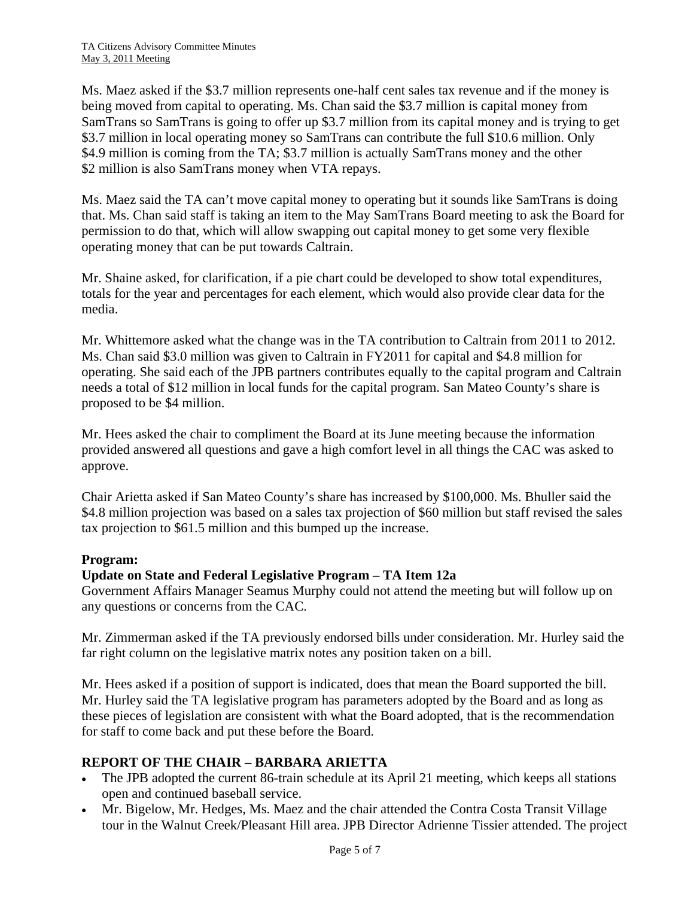Ms. Maez asked if the $3.7 million represents one-half cent sales tax revenue and if the money is being moved from capital to operating. Ms. Chan said the $3.7 million is capital money from SamTrans so SamTrans is going to offer up $3.7 million from its capital money and is trying to get $3.7 million in local operating money so SamTrans can contribute the full $10.6 million. Only $4.9 million is coming from the TA; $3.7 million is actually SamTrans money and the other $2 million is also SamTrans money when VTA repays.

Ms. Maez said the TA can't move capital money to operating but it sounds like SamTrans is doing that. Ms. Chan said staff is taking an item to the May SamTrans Board meeting to ask the Board for permission to do that, which will allow swapping out capital money to get some very flexible operating money that can be put towards Caltrain.

Mr. Shaine asked, for clarification, if a pie chart could be developed to show total expenditures, totals for the year and percentages for each element, which would also provide clear data for the media.

Mr. Whittemore asked what the change was in the TA contribution to Caltrain from 2011 to 2012. Ms. Chan said $3.0 million was given to Caltrain in FY2011 for capital and $4.8 million for operating. She said each of the JPB partners contributes equally to the capital program and Caltrain needs a total of $12 million in local funds for the capital program. San Mateo County's share is proposed to be $4 million.

Mr. Hees asked the chair to compliment the Board at its June meeting because the information provided answered all questions and gave a high comfort level in all things the CAC was asked to approve.

Chair Arietta asked if San Mateo County's share has increased by $100,000. Ms. Bhuller said the $4.8 million projection was based on a sales tax projection of $60 million but staff revised the sales tax projection to $61.5 million and this bumped up the increase.

**Program:**

**Update on State and Federal Legislative Program – TA Item 12a**

Government Affairs Manager Seamus Murphy could not attend the meeting but will follow up on any questions or concerns from the CAC.

Mr. Zimmerman asked if the TA previously endorsed bills under consideration. Mr. Hurley said the far right column on the legislative matrix notes any position taken on a bill.

Mr. Hees asked if a position of support is indicated, does that mean the Board supported the bill. Mr. Hurley said the TA legislative program has parameters adopted by the Board and as long as these pieces of legislation are consistent with what the Board adopted, that is the recommendation for staff to come back and put these before the Board.

## REPORT OF THE CHAIR – BARBARA ARIETTA

- The JPB adopted the current 86-train schedule at its April 21 meeting, which keeps all stations open and continued baseball service.
- Mr. Bigelow, Mr. Hedges, Ms. Maez and the chair attended the Contra Costa Transit Village tour in the Walnut Creek/Pleasant Hill area. JPB Director Adrienne Tissier attended. The project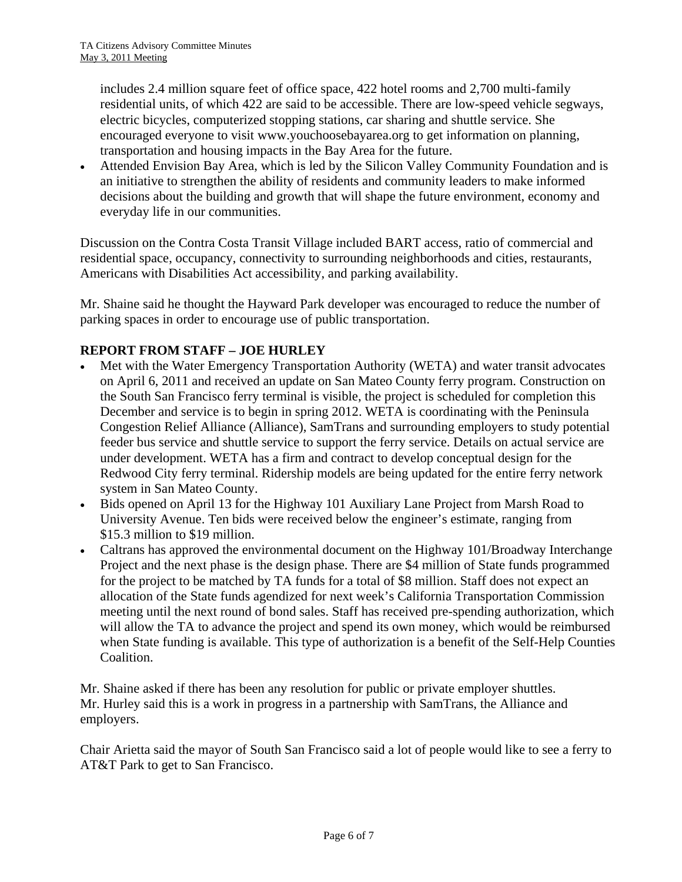includes 2.4 million square feet of office space, 422 hotel rooms and 2,700 multi-family residential units, of which 422 are said to be accessible. There are low-speed vehicle segways, electric bicycles, computerized stopping stations, car sharing and shuttle service. She encouraged everyone to visit www.youchoosebayarea.org to get information on planning, transportation and housing impacts in the Bay Area for the future.

- Attended Envision Bay Area, which is led by the Silicon Valley Community Foundation and is an initiative to strengthen the ability of residents and community leaders to make informed decisions about the building and growth that will shape the future environment, economy and everyday life in our communities.

Discussion on the Contra Costa Transit Village included BART access, ratio of commercial and residential space, occupancy, connectivity to surrounding neighborhoods and cities, restaurants, Americans with Disabilities Act accessibility, and parking availability.

Mr. Shaine said he thought the Hayward Park developer was encouraged to reduce the number of parking spaces in order to encourage use of public transportation.

**REPORT FROM STAFF – JOE HURLEY**

- Met with the Water Emergency Transportation Authority (WETA) and water transit advocates on April 6, 2011 and received an update on San Mateo County ferry program. Construction on the South San Francisco ferry terminal is visible, the project is scheduled for completion this December and service is to begin in spring 2012. WETA is coordinating with the Peninsula Congestion Relief Alliance (Alliance), SamTrans and surrounding employers to study potential feeder bus service and shuttle service to support the ferry service. Details on actual service are under development. WETA has a firm and contract to develop conceptual design for the Redwood City ferry terminal. Ridership models are being updated for the entire ferry network system in San Mateo County.
- Bids opened on April 13 for the Highway 101 Auxiliary Lane Project from Marsh Road to University Avenue. Ten bids were received below the engineer's estimate, ranging from $15.3 million to $19 million.
- Caltrans has approved the environmental document on the Highway 101/Broadway Interchange Project and the next phase is the design phase. There are $4 million of State funds programmed for the project to be matched by TA funds for a total of $8 million. Staff does not expect an allocation of the State funds agendized for next week's California Transportation Commission meeting until the next round of bond sales. Staff has received pre-spending authorization, which will allow the TA to advance the project and spend its own money, which would be reimbursed when State funding is available. This type of authorization is a benefit of the Self-Help Counties Coalition.

Mr. Shaine asked if there has been any resolution for public or private employer shuttles. Mr. Hurley said this is a work in progress in a partnership with SamTrans, the Alliance and employers.

Chair Arietta said the mayor of South San Francisco said a lot of people would like to see a ferry to AT&T Park to get to San Francisco.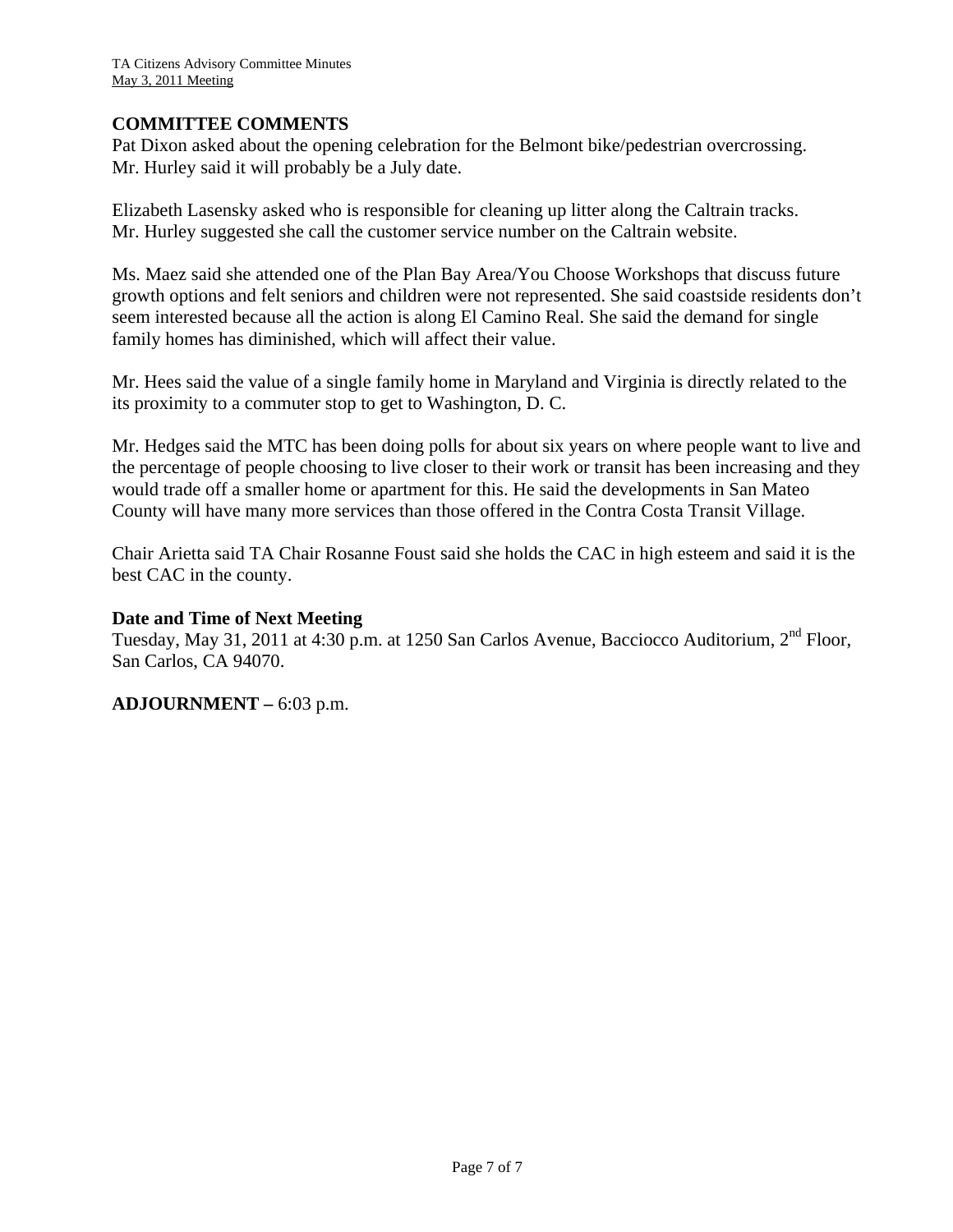## COMMITTEE COMMENTS

Pat Dixon asked about the opening celebration for the Belmont bike/pedestrian overcrossing. Mr. Hurley said it will probably be a July date.

Elizabeth Lasensky asked who is responsible for cleaning up litter along the Caltrain tracks. Mr. Hurley suggested she call the customer service number on the Caltrain website.

Ms. Maez said she attended one of the Plan Bay Area/You Choose Workshops that discuss future growth options and felt seniors and children were not represented. She said coastside residents don't seem interested because all the action is along El Camino Real. She said the demand for single family homes has diminished, which will affect their value.

Mr. Hees said the value of a single family home in Maryland and Virginia is directly related to the its proximity to a commuter stop to get to Washington, D. C.

Mr. Hedges said the MTC has been doing polls for about six years on where people want to live and the percentage of people choosing to live closer to their work or transit has been increasing and they would trade off a smaller home or apartment for this. He said the developments in San Mateo County will have many more services than those offered in the Contra Costa Transit Village.

Chair Arietta said TA Chair Rosanne Foust said she holds the CAC in high esteem and said it is the best CAC in the county.

### Date and Time of Next Meeting

Tuesday, May 31, 2011 at 4:30 p.m. at 1250 San Carlos Avenue, Bacciocco Auditorium, 2nd Floor, San Carlos, CA 94070.

**ADJOURNMENT –** 6:03 p.m.